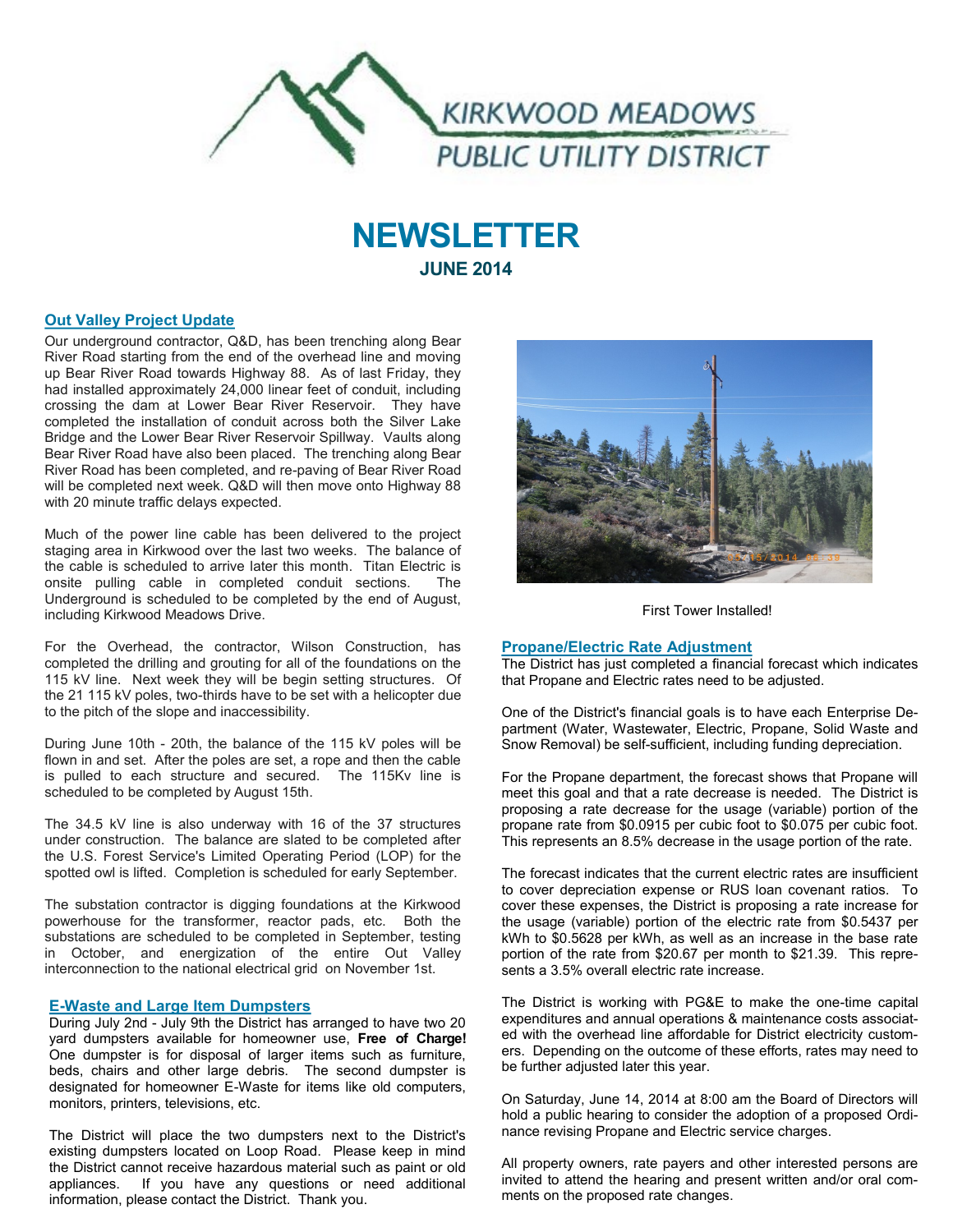KIRKWOOD MEADOWS PUBLIC UTILITY DISTRICT

# NEWSLETTER

**JUNE 2014**

## Out Valley Project Update

Our underground contractor, Q&D, has been trenching along Bear River Road starting from the end of the overhead line and moving up Bear River Road towards Highway 88. As of last Friday, they had installed approximately 24,000 linear feet of conduit, including crossing the dam at Lower Bear River Reservoir. They have completed the installation of conduit across both the Silver Lake Bridge and the Lower Bear River Reservoir Spillway. Vaults along Bear River Road have also been placed. The trenching along Bear River Road has been completed, and re-paving of Bear River Road will be completed next week. Q&D will then move onto Highway 88 with 20 minute traffic delays expected.

Much of the power line cable has been delivered to the project staging area in Kirkwood over the last two weeks. The balance of the cable is scheduled to arrive later this month. Titan Electric is onsite pulling cable in completed conduit sections. The Underground is scheduled to be completed by the end of August, including Kirkwood Meadows Drive.

For the Overhead, the contractor, Wilson Construction, has completed the drilling and grouting for all of the foundations on the 115 kV line. Next week they will be begin setting structures. Of the 21 115 kV poles, two-thirds have to be set with a helicopter due to the pitch of the slope and inaccessibility.

During June 10th - 20th, the balance of the 115 kV poles will be flown in and set. After the poles are set, a rope and then the cable is pulled to each structure and secured. The 115Kv line is scheduled to be completed by August 15th.

The 34.5 kV line is also underway with 16 of the 37 structures under construction. The balance are slated to be completed after the U.S. Forest Service's Limited Operating Period (LOP) for the spotted owl is lifted. Completion is scheduled for early September.

The substation contractor is digging foundations at the Kirkwood powerhouse for the transformer, reactor pads, etc. Both the substations are scheduled to be completed in September, testing in October, and energization of the entire Out Valley interconnection to the national electrical grid on November 1st.

First Tower Installed!

## E-Waste and Large Item Dumpsters

During July 2nd - July 9th the District has arranged to have two 20 yard dumpsters available for homeowner use, **Free of Charge!** One dumpster is for disposal of larger items such as furniture, beds, chairs and other large debris. The second dumpster is designated for homeowner E-Waste for items like old computers, monitors, printers, televisions, etc.

The District will place the two dumpsters next to the District's existing dumpsters located on Loop Road. Please keep in mind the District cannot receive hazardous material such as paint or old appliances. If you have any questions or need additional information, please contact the District. Thank you.

## Propane/Electric Rate Adjustment

The District has just completed a financial forecast which indicates that Propane and Electric rates need to be adjusted.

One of the District's financial goals is to have each Enterprise Department (Water, Wastewater, Electric, Propane, Solid Waste and Snow Removal) be self-sufficient, including funding depreciation.

For the Propane department, the forecast shows that Propane will meet this goal and that a rate decrease is needed. The District is proposing a rate decrease for the usage (variable) portion of the propane rate from $0.0915 per cubic foot to $0.075 per cubic foot. This represents an 8.5% decrease in the usage portion of the rate.

The forecast indicates that the current electric rates are insufficient to cover depreciation expense or RUS loan covenant ratios. To cover these expenses, the District is proposing a rate increase for the usage (variable) portion of the electric rate from $0.5437 per kWh to $0.5628 per kWh, as well as an increase in the base rate portion of the rate from $20.67 per month to $21.39. This represents a 3.5% overall electric rate increase.

The District is working with PG&E to make the one-time capital expenditures and annual operations & maintenance costs associated with the overhead line affordable for District electricity customers. Depending on the outcome of these efforts, rates may need to be further adjusted later this year.

On Saturday, June 14, 2014 at 8:00 am the Board of Directors will hold a public hearing to consider the adoption of a proposed Ordinance revising Propane and Electric service charges.

All property owners, rate payers and other interested persons are invited to attend the hearing and present written and/or oral comments on the proposed rate changes.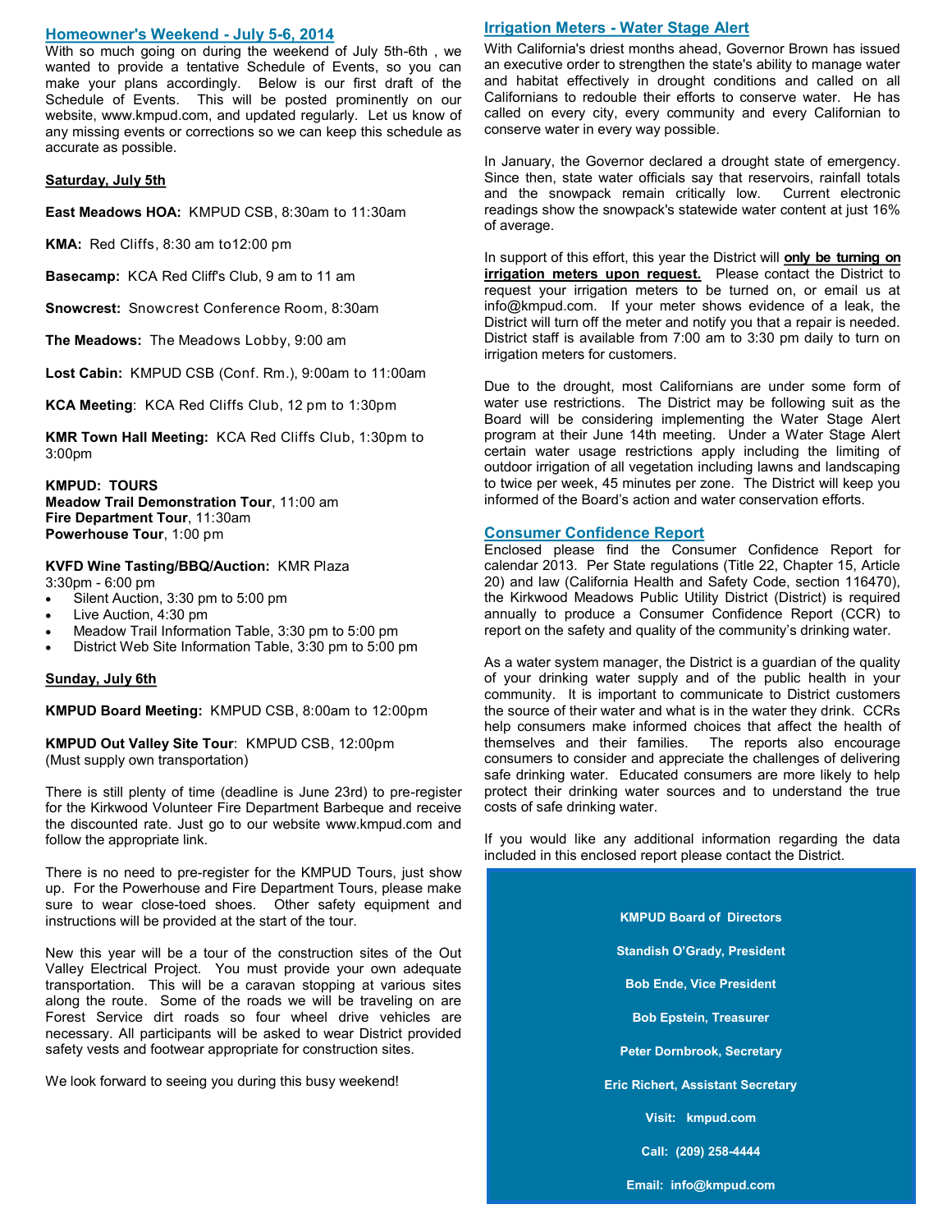## Homeowner's Weekend - July 5-6, 2014

With so much going on during the weekend of July 5th-6th , we wanted to provide a tentative Schedule of Events, so you can make your plans accordingly. Below is our first draft of the Schedule of Events. This will be posted prominently on our website, www.kmpud.com, and updated regularly. Let us know of any missing events or corrections so we can keep this schedule as accurate as possible.

**Saturday, July 5th**

**East Meadows HOA:** KMPUD CSB, 8:30am to 11:30am

**KMA:** Red Cliffs, 8:30 am to12:00 pm

**Basecamp:** KCA Red Cliff's Club, 9 am to 11 am

**Snowcrest:** Snowcrest Conference Room, 8:30am

**The Meadows:** The Meadows Lobby, 9:00 am

**Lost Cabin:** KMPUD CSB (Conf. Rm.), 9:00am to 11:00am

**KCA Meeting**: KCA Red Cliffs Club, 12 pm to 1:30pm

**KMR Town Hall Meeting:** KCA Red Cliffs Club, 1:30pm to 3:00pm

**KMPUD: TOURS**
**Meadow Trail Demonstration Tour**, 11:00 am
**Fire Department Tour**, 11:30am
**Powerhouse Tour**, 1:00 pm

**KVFD Wine Tasting/BBQ/Auction:** KMR Plaza
3:30pm - 6:00 pm

- Silent Auction, 3:30 pm to 5:00 pm
- Live Auction, 4:30 pm
- Meadow Trail Information Table, 3:30 pm to 5:00 pm
- District Web Site Information Table, 3:30 pm to 5:00 pm

**Sunday, July 6th**

**KMPUD Board Meeting:** KMPUD CSB, 8:00am to 12:00pm

**KMPUD Out Valley Site Tour**: KMPUD CSB, 12:00pm
(Must supply own transportation)

There is still plenty of time (deadline is June 23rd) to pre-register for the Kirkwood Volunteer Fire Department Barbeque and receive the discounted rate. Just go to our website www.kmpud.com and follow the appropriate link.

There is no need to pre-register for the KMPUD Tours, just show up. For the Powerhouse and Fire Department Tours, please make sure to wear close-toed shoes. Other safety equipment and instructions will be provided at the start of the tour.

New this year will be a tour of the construction sites of the Out Valley Electrical Project. You must provide your own adequate transportation. This will be a caravan stopping at various sites along the route. Some of the roads we will be traveling on are Forest Service dirt roads so four wheel drive vehicles are necessary. All participants will be asked to wear District provided safety vests and footwear appropriate for construction sites.

We look forward to seeing you during this busy weekend!

## Irrigation Meters - Water Stage Alert

With California's driest months ahead, Governor Brown has issued an executive order to strengthen the state's ability to manage water and habitat effectively in drought conditions and called on all Californians to redouble their efforts to conserve water. He has called on every city, every community and every Californian to conserve water in every way possible.

In January, the Governor declared a drought state of emergency. Since then, state water officials say that reservoirs, rainfall totals and the snowpack remain critically low. Current electronic readings show the snowpack's statewide water content at just 16% of average.

In support of this effort, this year the District will **only be turning on irrigation meters upon request.** Please contact the District to request your irrigation meters to be turned on, or email us at info@kmpud.com. If your meter shows evidence of a leak, the District will turn off the meter and notify you that a repair is needed. District staff is available from 7:00 am to 3:30 pm daily to turn on irrigation meters for customers.

Due to the drought, most Californians are under some form of water use restrictions. The District may be following suit as the Board will be considering implementing the Water Stage Alert program at their June 14th meeting. Under a Water Stage Alert certain water usage restrictions apply including the limiting of outdoor irrigation of all vegetation including lawns and landscaping to twice per week, 45 minutes per zone. The District will keep you informed of the Board's action and water conservation efforts.

## Consumer Confidence Report

Enclosed please find the Consumer Confidence Report for calendar 2013. Per State regulations (Title 22, Chapter 15, Article 20) and law (California Health and Safety Code, section 116470), the Kirkwood Meadows Public Utility District (District) is required annually to produce a Consumer Confidence Report (CCR) to report on the safety and quality of the community's drinking water.

As a water system manager, the District is a guardian of the quality of your drinking water supply and of the public health in your community. It is important to communicate to District customers the source of their water and what is in the water they drink. CCRs help consumers make informed choices that affect the health of themselves and their families. The reports also encourage consumers to consider and appreciate the challenges of delivering safe drinking water. Educated consumers are more likely to help protect their drinking water sources and to understand the true costs of safe drinking water.

If you would like any additional information regarding the data included in this enclosed report please contact the District.

**KMPUD Board of Directors**

**Standish O'Grady, President**

**Bob Ende, Vice President**

**Bob Epstein, Treasurer**

**Peter Dornbrook, Secretary**

**Eric Richert, Assistant Secretary**

**Visit: kmpud.com**

**Call: (209) 258-4444**

**Email: info@kmpud.com**